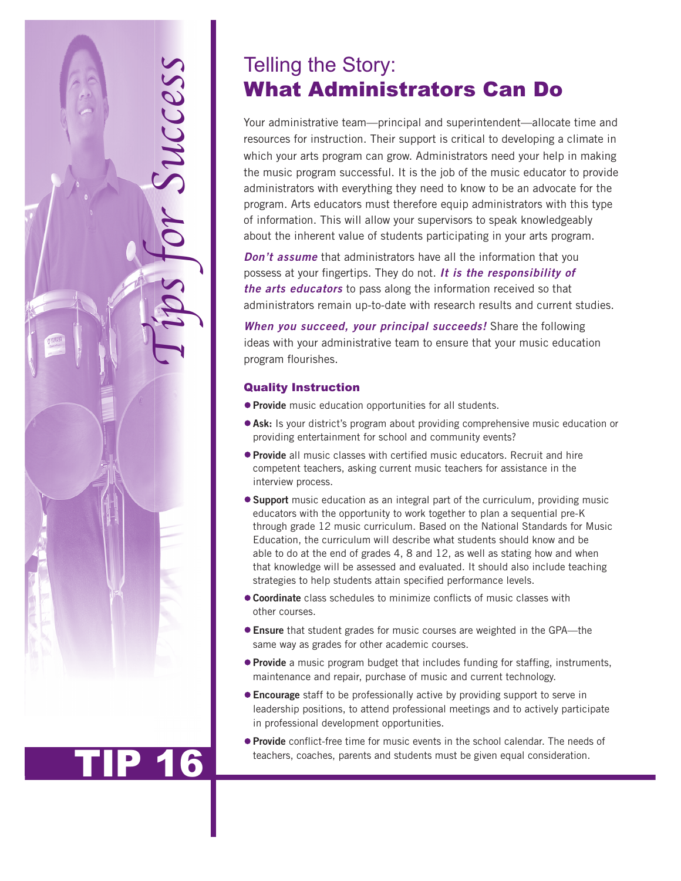Tips for Success

TIP 16

# Telling the Story: **What Administrators Can Do**

Your administrative team—principal and superintendent—allocate time and resources for instruction. Their support is critical to developing a climate in which your arts program can grow. Administrators need your help in making the music program successful. It is the job of the music educator to provide administrators with everything they need to know to be an advocate for the program. Arts educators must therefore equip administrators with this type of information. This will allow your supervisors to speak knowledgeably about the inherent value of students participating in your arts program.

***Don't assume*** that administrators have all the information that you possess at your fingertips. They do not. ***It is the responsibility of the arts educators*** to pass along the information received so that administrators remain up-to-date with research results and current studies.

***When you succeed, your principal succeeds!*** Share the following ideas with your administrative team to ensure that your music education program flourishes.

## Quality Instruction

- **Provide** music education opportunities for all students.
- **Ask:** Is your district's program about providing comprehensive music education or providing entertainment for school and community events?
- **Provide** all music classes with certified music educators. Recruit and hire competent teachers, asking current music teachers for assistance in the interview process.
- **Support** music education as an integral part of the curriculum, providing music educators with the opportunity to work together to plan a sequential pre-K through grade 12 music curriculum. Based on the National Standards for Music Education, the curriculum will describe what students should know and be able to do at the end of grades 4, 8 and 12, as well as stating how and when that knowledge will be assessed and evaluated. It should also include teaching strategies to help students attain specified performance levels.
- **Coordinate** class schedules to minimize conflicts of music classes with other courses.
- **Ensure** that student grades for music courses are weighted in the GPA—the same way as grades for other academic courses.
- **Provide** a music program budget that includes funding for staffing, instruments, maintenance and repair, purchase of music and current technology.
- **Encourage** staff to be professionally active by providing support to serve in leadership positions, to attend professional meetings and to actively participate in professional development opportunities.
- **Provide** conflict-free time for music events in the school calendar. The needs of teachers, coaches, parents and students must be given equal consideration.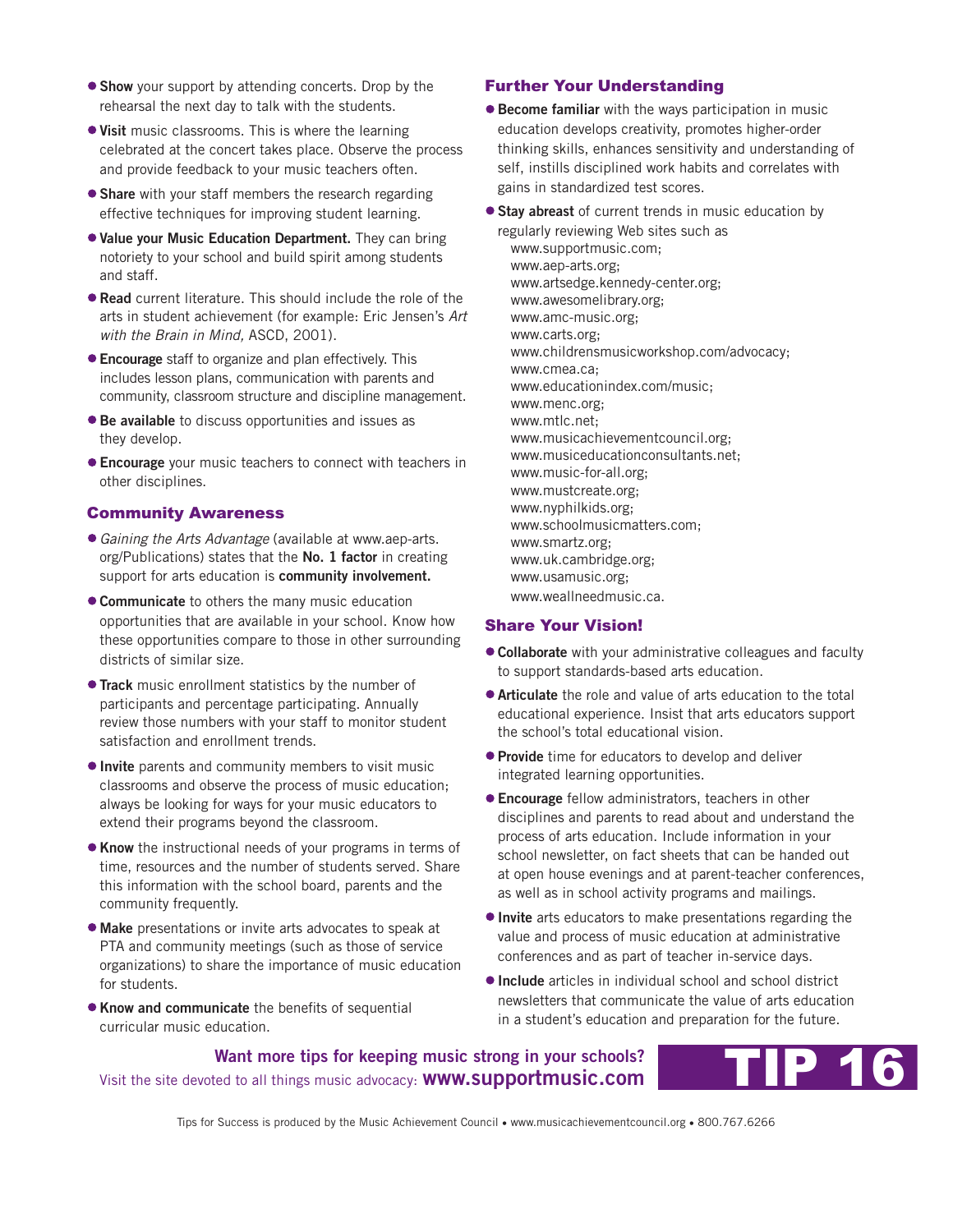- **Show** your support by attending concerts. Drop by the rehearsal the next day to talk with the students.
- **Visit** music classrooms. This is where the learning celebrated at the concert takes place. Observe the process and provide feedback to your music teachers often.
- **Share** with your staff members the research regarding effective techniques for improving student learning.
- **Value your Music Education Department.** They can bring notoriety to your school and build spirit among students and staff.
- **Read** current literature. This should include the role of the arts in student achievement (for example: Eric Jensen's *Art with the Brain in Mind,* ASCD, 2001).
- **Encourage** staff to organize and plan effectively. This includes lesson plans, communication with parents and community, classroom structure and discipline management.
- **Be available** to discuss opportunities and issues as they develop.
- **Encourage** your music teachers to connect with teachers in other disciplines.

## Community Awareness

- *Gaining the Arts Advantage* (available at www.aep-arts.org/Publications) states that the **No. 1 factor** in creating support for arts education is **community involvement.**
- **Communicate** to others the many music education opportunities that are available in your school. Know how these opportunities compare to those in other surrounding districts of similar size.
- **Track** music enrollment statistics by the number of participants and percentage participating. Annually review those numbers with your staff to monitor student satisfaction and enrollment trends.
- **Invite** parents and community members to visit music classrooms and observe the process of music education; always be looking for ways for your music educators to extend their programs beyond the classroom.
- **Know** the instructional needs of your programs in terms of time, resources and the number of students served. Share this information with the school board, parents and the community frequently.
- **Make** presentations or invite arts advocates to speak at PTA and community meetings (such as those of service organizations) to share the importance of music education for students.
- **Know and communicate** the benefits of sequential curricular music education.

## Further Your Understanding

- **Become familiar** with the ways participation in music education develops creativity, promotes higher-order thinking skills, enhances sensitivity and understanding of self, instills disciplined work habits and correlates with gains in standardized test scores.
- **Stay abreast** of current trends in music education by regularly reviewing Web sites such as
  www.supportmusic.com;
  www.aep-arts.org;
  www.artsedge.kennedy-center.org;
  www.awesomelibrary.org;
  www.amc-music.org;
  www.carts.org;
  www.childrensmusicworkshop.com/advocacy;
  www.cmea.ca;
  www.educationindex.com/music;
  www.menc.org;
  www.mtlc.net;
  www.musicachievementcouncil.org;
  www.musiceducationconsultants.net;
  www.music-for-all.org;
  www.mustcreate.org;
  www.nyphilkids.org;
  www.schoolmusicmatters.com;
  www.smartz.org;
  www.uk.cambridge.org;
  www.usamusic.org;
  www.weallneedmusic.ca.

## Share Your Vision!

- **Collaborate** with your administrative colleagues and faculty to support standards-based arts education.
- **Articulate** the role and value of arts education to the total educational experience. Insist that arts educators support the school's total educational vision.
- **Provide** time for educators to develop and deliver integrated learning opportunities.
- **Encourage** fellow administrators, teachers in other disciplines and parents to read about and understand the process of arts education. Include information in your school newsletter, on fact sheets that can be handed out at open house evenings and at parent-teacher conferences, as well as in school activity programs and mailings.
- **Invite** arts educators to make presentations regarding the value and process of music education at administrative conferences and as part of teacher in-service days.
- **Include** articles in individual school and school district newsletters that communicate the value of arts education in a student's education and preparation for the future.

**Want more tips for keeping music strong in your schools?**
Visit the site devoted to all things music advocacy: **www.supportmusic.com**

**TIP 16**

Tips for Success is produced by the Music Achievement Council • www.musicachievementcouncil.org • 800.767.6266